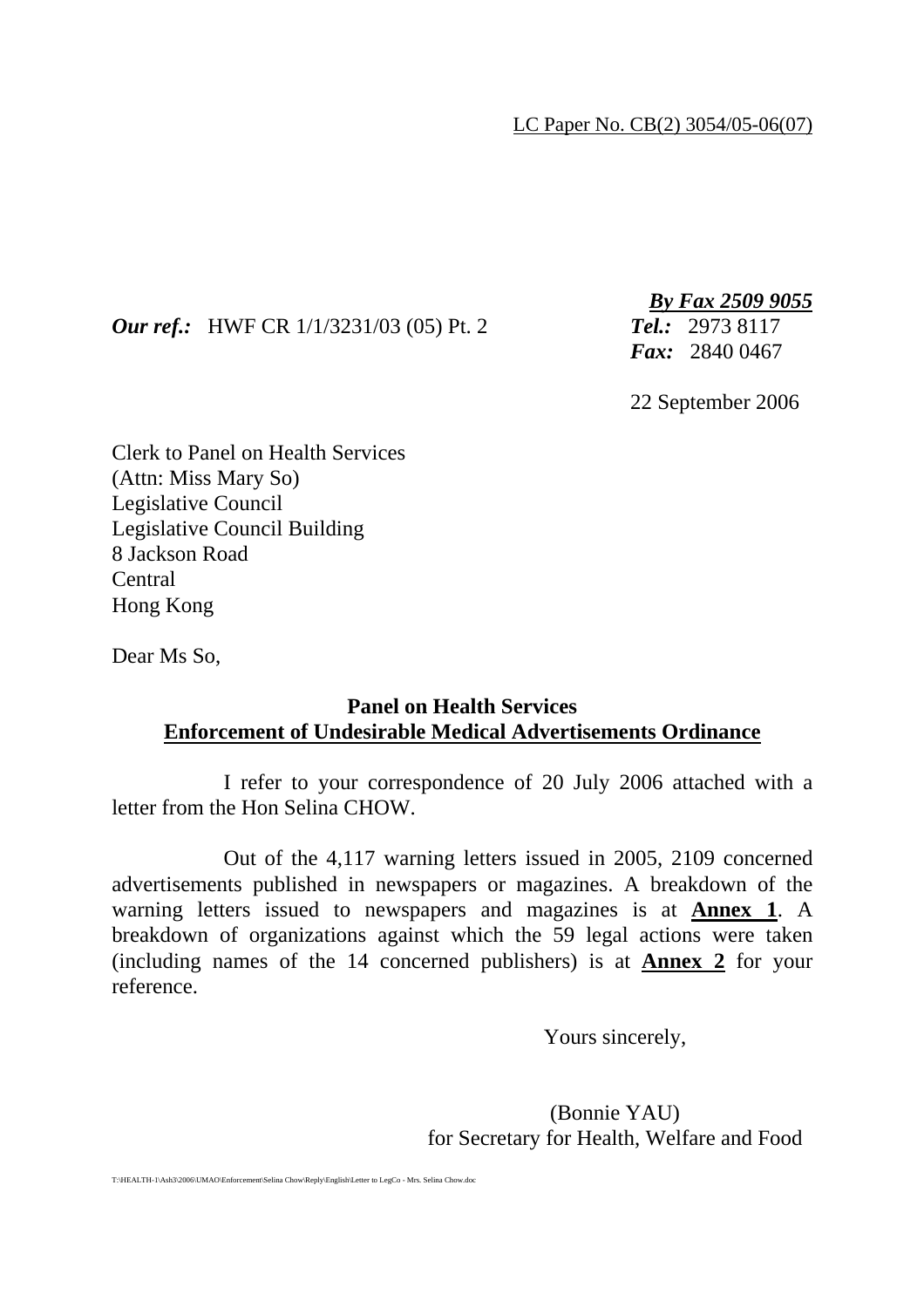LC Paper No. CB(2) 3054/05-06(07)

*By Fax 2509 9055*

***Our ref.:*** HWF CR 1/1/3231/03 (05) Pt. 2

***Tel.:*** 2973 8117
***Fax:*** 2840 0467

22 September 2006

Clerk to Panel on Health Services
(Attn: Miss Mary So)
Legislative Council
Legislative Council Building
8 Jackson Road
Central
Hong Kong

Dear Ms So,

**Panel on Health Services**
**Enforcement of Undesirable Medical Advertisements Ordinance**

I refer to your correspondence of 20 July 2006 attached with a letter from the Hon Selina CHOW.

Out of the 4,117 warning letters issued in 2005, 2109 concerned advertisements published in newspapers or magazines. A breakdown of the warning letters issued to newspapers and magazines is at **Annex 1**. A breakdown of organizations against which the 59 legal actions were taken (including names of the 14 concerned publishers) is at **Annex 2** for your reference.

Yours sincerely,

(Bonnie YAU)
for Secretary for Health, Welfare and Food

T:\HEALTH-1\Ash3\2006\UMAO\Enforcement\Selina Chow\Reply\English\Letter to LegCo - Mrs. Selina Chow.doc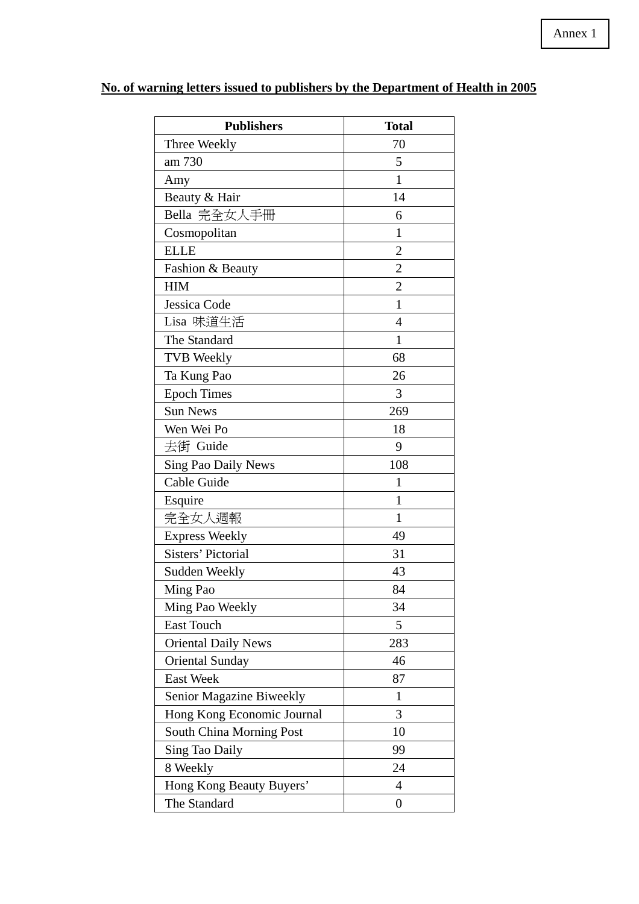Annex 1

**No. of warning letters issued to publishers by the Department of Health in 2005**

| Publishers | Total |
|---|---|
| Three Weekly | 70 |
| am 730 | 5 |
| Amy | 1 |
| Beauty & Hair | 14 |
| Bella 完全女人手冊 | 6 |
| Cosmopolitan | 1 |
| ELLE | 2 |
| Fashion & Beauty | 2 |
| HIM | 2 |
| Jessica Code | 1 |
| Lisa 味道生活 | 4 |
| The Standard | 1 |
| TVB Weekly | 68 |
| Ta Kung Pao | 26 |
| Epoch Times | 3 |
| Sun News | 269 |
| Wen Wei Po | 18 |
| 去街 Guide | 9 |
| Sing Pao Daily News | 108 |
| Cable Guide | 1 |
| Esquire | 1 |
| 完全女人週報 | 1 |
| Express Weekly | 49 |
| Sisters' Pictorial | 31 |
| Sudden Weekly | 43 |
| Ming Pao | 84 |
| Ming Pao Weekly | 34 |
| East Touch | 5 |
| Oriental Daily News | 283 |
| Oriental Sunday | 46 |
| East Week | 87 |
| Senior Magazine Biweekly | 1 |
| Hong Kong Economic Journal | 3 |
| South China Morning Post | 10 |
| Sing Tao Daily | 99 |
| 8 Weekly | 24 |
| Hong Kong Beauty Buyers' | 4 |
| The Standard | 0 |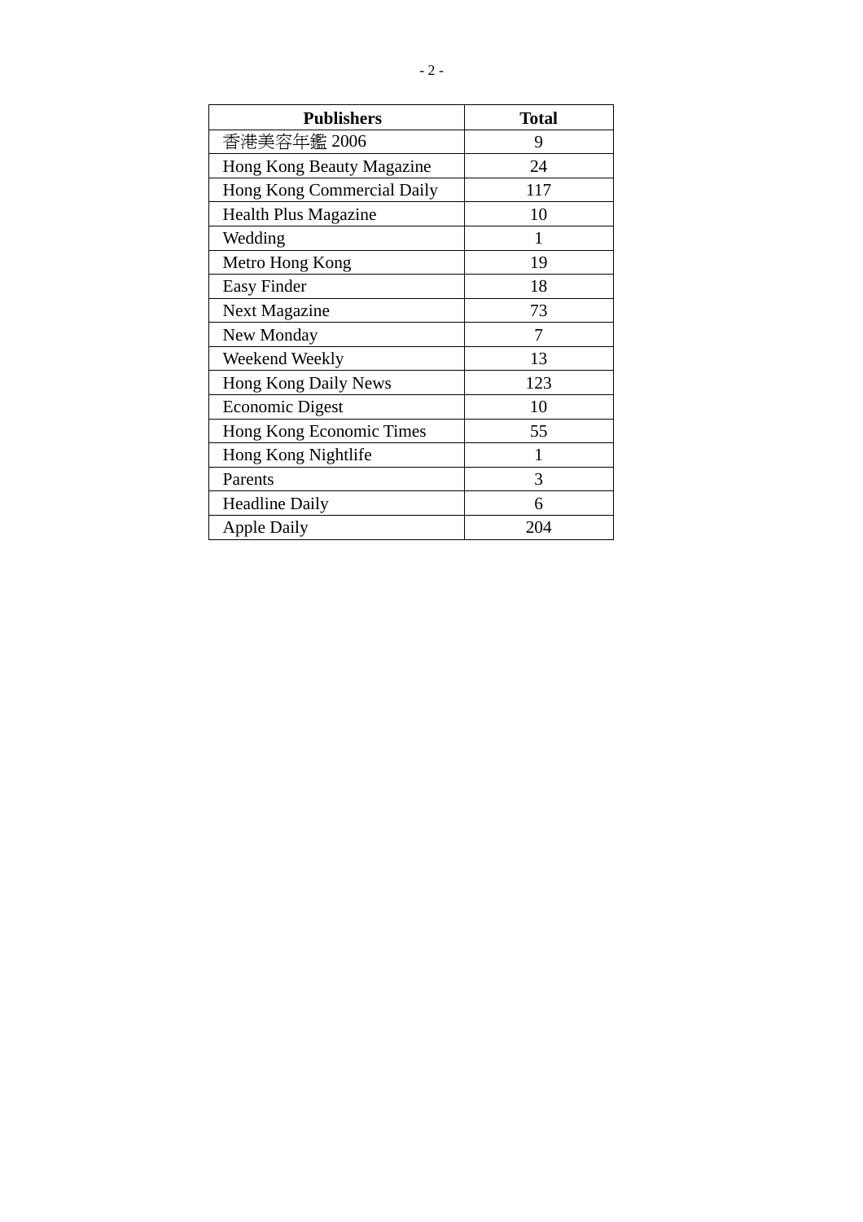| Publishers | Total |
|---|---|
| 香港美容年鑑 2006 | 9 |
| Hong Kong Beauty Magazine | 24 |
| Hong Kong Commercial Daily | 117 |
| Health Plus Magazine | 10 |
| Wedding | 1 |
| Metro Hong Kong | 19 |
| Easy Finder | 18 |
| Next Magazine | 73 |
| New Monday | 7 |
| Weekend Weekly | 13 |
| Hong Kong Daily News | 123 |
| Economic Digest | 10 |
| Hong Kong Economic Times | 55 |
| Hong Kong Nightlife | 1 |
| Parents | 3 |
| Headline Daily | 6 |
| Apple Daily | 204 |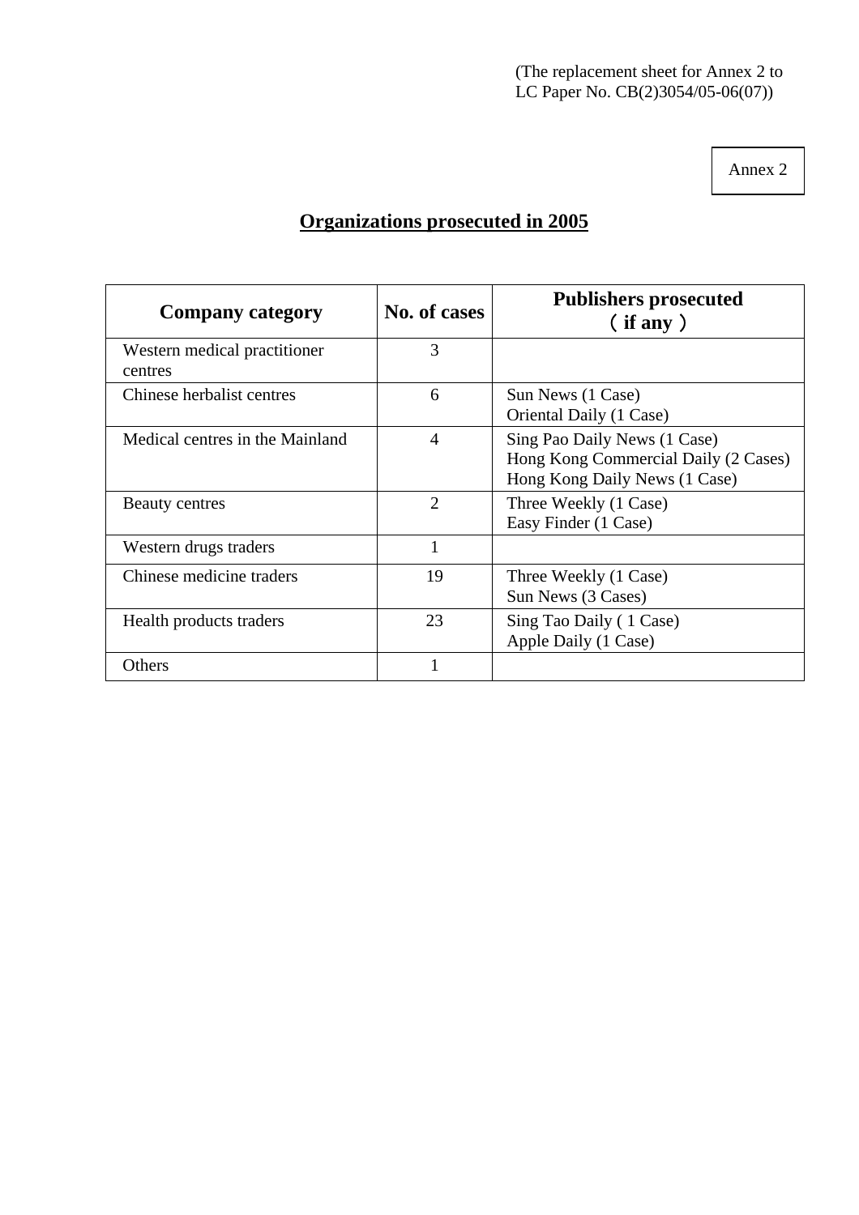(The replacement sheet for Annex 2 to LC Paper No. CB(2)3054/05-06(07))

Annex 2

# Organizations prosecuted in 2005

| Company category | No. of cases | Publishers prosecuted（if any） |
|---|---|---|
| Western medical practitioner centres | 3 | |
| Chinese herbalist centres | 6 | Sun News (1 Case)<br>Oriental Daily (1 Case) |
| Medical centres in the Mainland | 4 | Sing Pao Daily News (1 Case)<br>Hong Kong Commercial Daily (2 Cases)<br>Hong Kong Daily News (1 Case) |
| Beauty centres | 2 | Three Weekly (1 Case)<br>Easy Finder (1 Case) |
| Western drugs traders | 1 | |
| Chinese medicine traders | 19 | Three Weekly (1 Case)<br>Sun News (3 Cases) |
| Health products traders | 23 | Sing Tao Daily ( 1 Case)<br>Apple Daily (1 Case) |
| Others | 1 | |